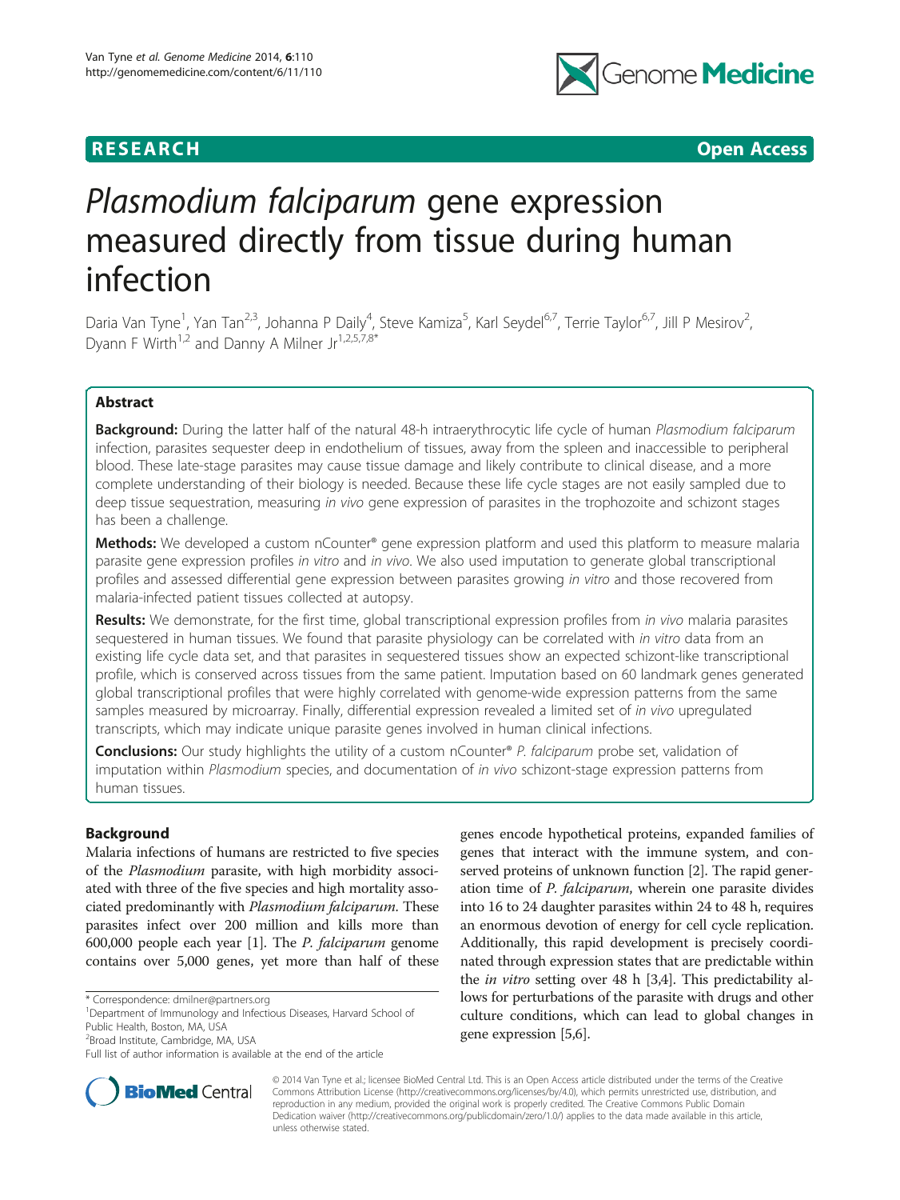**RESEARCH** **Open Access**

# *Plasmodium falciparum* gene expression measured directly from tissue during human infection

Daria Van Tyne[1], Yan Tan[2,3], Johanna P Daily[4], Steve Kamiza[5], Karl Seydel[6,7], Terrie Taylor[6,7], Jill P Mesirov[2], Dyann F Wirth[1,2] and Danny A Milner Jr[1,2,5,7,8*]

## Abstract

**Background:** During the latter half of the natural 48-h intraerythrocytic life cycle of human *Plasmodium falciparum* infection, parasites sequester deep in endothelium of tissues, away from the spleen and inaccessible to peripheral blood. These late-stage parasites may cause tissue damage and likely contribute to clinical disease, and a more complete understanding of their biology is needed. Because these life cycle stages are not easily sampled due to deep tissue sequestration, measuring *in vivo* gene expression of parasites in the trophozoite and schizont stages has been a challenge.

**Methods:** We developed a custom nCounter® gene expression platform and used this platform to measure malaria parasite gene expression profiles *in vitro* and *in vivo*. We also used imputation to generate global transcriptional profiles and assessed differential gene expression between parasites growing *in vitro* and those recovered from malaria-infected patient tissues collected at autopsy.

**Results:** We demonstrate, for the first time, global transcriptional expression profiles from *in vivo* malaria parasites sequestered in human tissues. We found that parasite physiology can be correlated with *in vitro* data from an existing life cycle data set, and that parasites in sequestered tissues show an expected schizont-like transcriptional profile, which is conserved across tissues from the same patient. Imputation based on 60 landmark genes generated global transcriptional profiles that were highly correlated with genome-wide expression patterns from the same samples measured by microarray. Finally, differential expression revealed a limited set of *in vivo* upregulated transcripts, which may indicate unique parasite genes involved in human clinical infections.

**Conclusions:** Our study highlights the utility of a custom nCounter® *P. falciparum* probe set, validation of imputation within *Plasmodium* species, and documentation of *in vivo* schizont-stage expression patterns from human tissues.

## Background

Malaria infections of humans are restricted to five species of the *Plasmodium* parasite, with high morbidity associated with three of the five species and high mortality associated predominantly with *Plasmodium falciparum*. These parasites infect over 200 million and kills more than 600,000 people each year [1]. The *P. falciparum* genome contains over 5,000 genes, yet more than half of these genes encode hypothetical proteins, expanded families of genes that interact with the immune system, and conserved proteins of unknown function [2]. The rapid generation time of *P. falciparum*, wherein one parasite divides into 16 to 24 daughter parasites within 24 to 48 h, requires an enormous devotion of energy for cell cycle replication. Additionally, this rapid development is precisely coordinated through expression states that are predictable within the *in vitro* setting over 48 h [3,4]. This predictability allows for perturbations of the parasite with drugs and other culture conditions, which can lead to global changes in gene expression [5,6].

\* Correspondence: dmilner@partners.org
[1]Department of Immunology and Infectious Diseases, Harvard School of Public Health, Boston, MA, USA
[2]Broad Institute, Cambridge, MA, USA
Full list of author information is available at the end of the article

© 2014 Van Tyne et al.; licensee BioMed Central Ltd. This is an Open Access article distributed under the terms of the Creative Commons Attribution License (http://creativecommons.org/licenses/by/4.0), which permits unrestricted use, distribution, and reproduction in any medium, provided the original work is properly credited. The Creative Commons Public Domain Dedication waiver (http://creativecommons.org/publicdomain/zero/1.0/) applies to the data made available in this article, unless otherwise stated.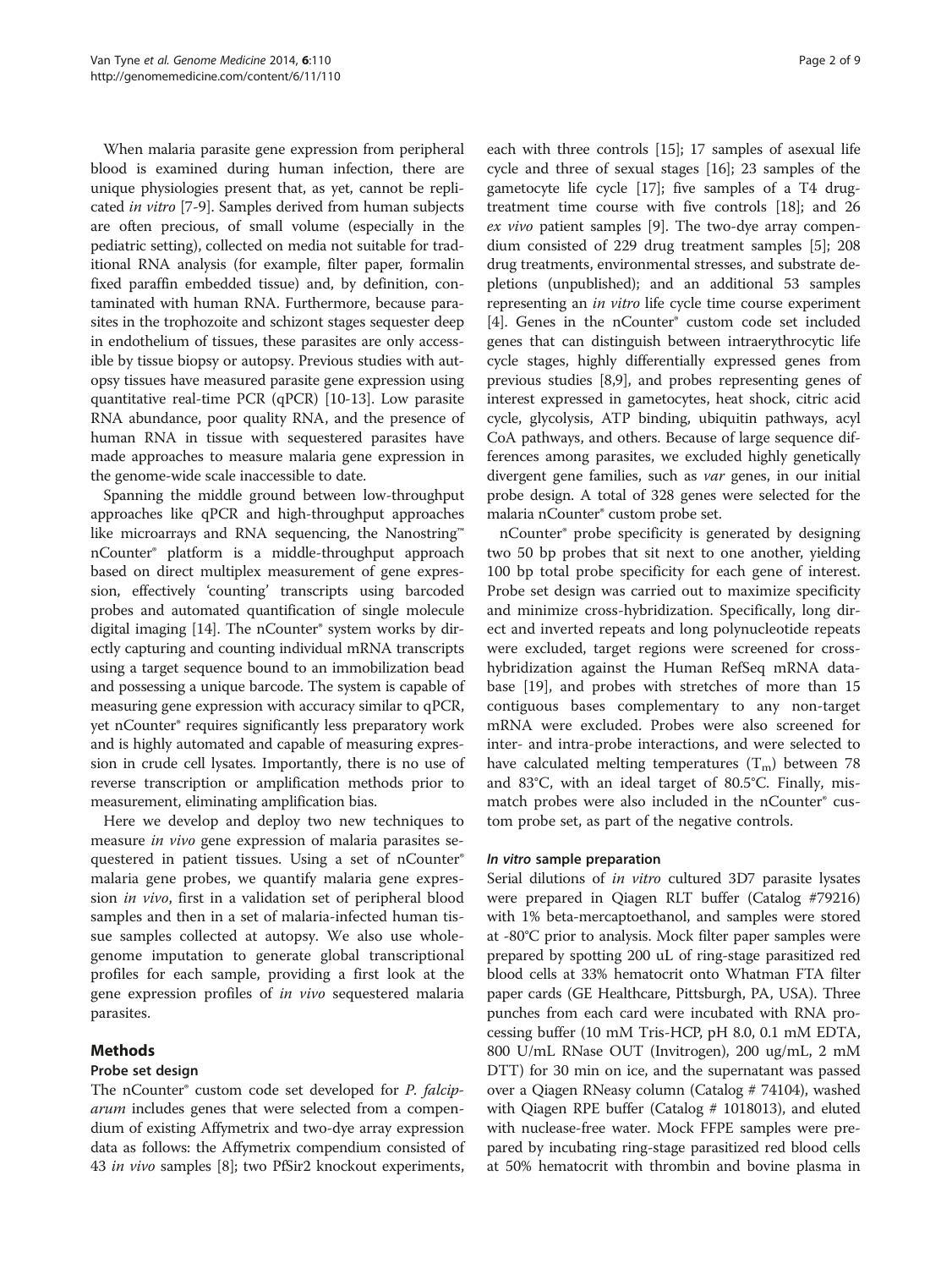When malaria parasite gene expression from peripheral blood is examined during human infection, there are unique physiologies present that, as yet, cannot be replicated *in vitro* [7-9]. Samples derived from human subjects are often precious, of small volume (especially in the pediatric setting), collected on media not suitable for traditional RNA analysis (for example, filter paper, formalin fixed paraffin embedded tissue) and, by definition, contaminated with human RNA. Furthermore, because parasites in the trophozoite and schizont stages sequester deep in endothelium of tissues, these parasites are only accessible by tissue biopsy or autopsy. Previous studies with autopsy tissues have measured parasite gene expression using quantitative real-time PCR (qPCR) [10-13]. Low parasite RNA abundance, poor quality RNA, and the presence of human RNA in tissue with sequestered parasites have made approaches to measure malaria gene expression in the genome-wide scale inaccessible to date.

Spanning the middle ground between low-throughput approaches like qPCR and high-throughput approaches like microarrays and RNA sequencing, the Nanostring™ nCounter® platform is a middle-throughput approach based on direct multiplex measurement of gene expression, effectively 'counting' transcripts using barcoded probes and automated quantification of single molecule digital imaging [14]. The nCounter® system works by directly capturing and counting individual mRNA transcripts using a target sequence bound to an immobilization bead and possessing a unique barcode. The system is capable of measuring gene expression with accuracy similar to qPCR, yet nCounter® requires significantly less preparatory work and is highly automated and capable of measuring expression in crude cell lysates. Importantly, there is no use of reverse transcription or amplification methods prior to measurement, eliminating amplification bias.

Here we develop and deploy two new techniques to measure *in vivo* gene expression of malaria parasites sequestered in patient tissues. Using a set of nCounter® malaria gene probes, we quantify malaria gene expression *in vivo*, first in a validation set of peripheral blood samples and then in a set of malaria-infected human tissue samples collected at autopsy. We also use whole-genome imputation to generate global transcriptional profiles for each sample, providing a first look at the gene expression profiles of *in vivo* sequestered malaria parasites.

## Methods

### Probe set design

The nCounter® custom code set developed for *P. falciparum* includes genes that were selected from a compendium of existing Affymetrix and two-dye array expression data as follows: the Affymetrix compendium consisted of 43 *in vivo* samples [8]; two PfSir2 knockout experiments, each with three controls [15]; 17 samples of asexual life cycle and three of sexual stages [16]; 23 samples of the gametocyte life cycle [17]; five samples of a T4 drug-treatment time course with five controls [18]; and 26 *ex vivo* patient samples [9]. The two-dye array compendium consisted of 229 drug treatment samples [5]; 208 drug treatments, environmental stresses, and substrate depletions (unpublished); and an additional 53 samples representing an *in vitro* life cycle time course experiment [4]. Genes in the nCounter® custom code set included genes that can distinguish between intraerythrocytic life cycle stages, highly differentially expressed genes from previous studies [8,9], and probes representing genes of interest expressed in gametocytes, heat shock, citric acid cycle, glycolysis, ATP binding, ubiquitin pathways, acyl CoA pathways, and others. Because of large sequence differences among parasites, we excluded highly genetically divergent gene families, such as *var* genes, in our initial probe design. A total of 328 genes were selected for the malaria nCounter® custom probe set.

nCounter® probe specificity is generated by designing two 50 bp probes that sit next to one another, yielding 100 bp total probe specificity for each gene of interest. Probe set design was carried out to maximize specificity and minimize cross-hybridization. Specifically, long direct and inverted repeats and long polynucleotide repeats were excluded, target regions were screened for cross-hybridization against the Human RefSeq mRNA database [19], and probes with stretches of more than 15 contiguous bases complementary to any non-target mRNA were excluded. Probes were also screened for inter- and intra-probe interactions, and were selected to have calculated melting temperatures ($T_m$) between 78 and 83°C, with an ideal target of 80.5°C. Finally, mismatch probes were also included in the nCounter® custom probe set, as part of the negative controls.

### *In vitro* sample preparation

Serial dilutions of *in vitro* cultured 3D7 parasite lysates were prepared in Qiagen RLT buffer (Catalog #79216) with 1% beta-mercaptoethanol, and samples were stored at -80°C prior to analysis. Mock filter paper samples were prepared by spotting 200 uL of ring-stage parasitized red blood cells at 33% hematocrit onto Whatman FTA filter paper cards (GE Healthcare, Pittsburgh, PA, USA). Three punches from each card were incubated with RNA processing buffer (10 mM Tris-HCP, pH 8.0, 0.1 mM EDTA, 800 U/mL RNase OUT (Invitrogen), 200 ug/mL, 2 mM DTT) for 30 min on ice, and the supernatant was passed over a Qiagen RNeasy column (Catalog # 74104), washed with Qiagen RPE buffer (Catalog # 1018013), and eluted with nuclease-free water. Mock FFPE samples were prepared by incubating ring-stage parasitized red blood cells at 50% hematocrit with thrombin and bovine plasma in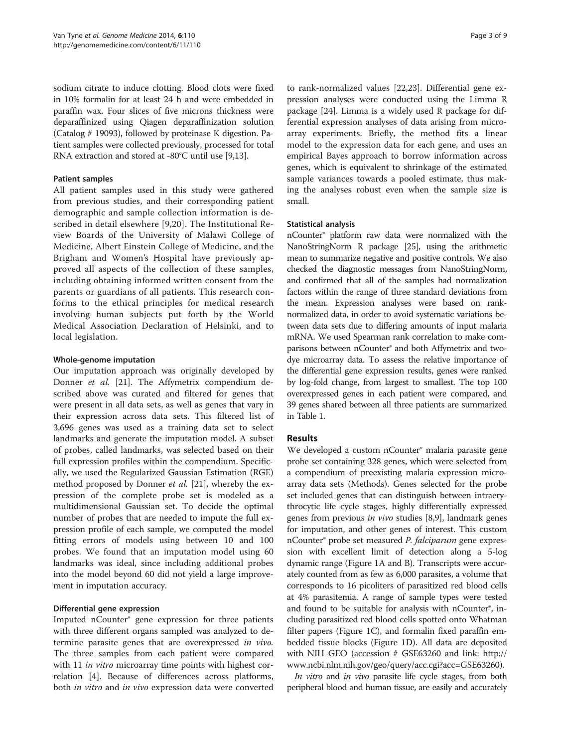sodium citrate to induce clotting. Blood clots were fixed in 10% formalin for at least 24 h and were embedded in paraffin wax. Four slices of five microns thickness were deparaffinized using Qiagen deparaffinization solution (Catalog # 19093), followed by proteinase K digestion. Patient samples were collected previously, processed for total RNA extraction and stored at -80°C until use [9,13].

#### Patient samples

All patient samples used in this study were gathered from previous studies, and their corresponding patient demographic and sample collection information is described in detail elsewhere [9,20]. The Institutional Review Boards of the University of Malawi College of Medicine, Albert Einstein College of Medicine, and the Brigham and Women's Hospital have previously approved all aspects of the collection of these samples, including obtaining informed written consent from the parents or guardians of all patients. This research conforms to the ethical principles for medical research involving human subjects put forth by the World Medical Association Declaration of Helsinki, and to local legislation.

#### Whole-genome imputation

Our imputation approach was originally developed by Donner *et al.* [21]. The Affymetrix compendium described above was curated and filtered for genes that were present in all data sets, as well as genes that vary in their expression across data sets. This filtered list of 3,696 genes was used as a training data set to select landmarks and generate the imputation model. A subset of probes, called landmarks, was selected based on their full expression profiles within the compendium. Specifically, we used the Regularized Gaussian Estimation (RGE) method proposed by Donner *et al.* [21], whereby the expression of the complete probe set is modeled as a multidimensional Gaussian set. To decide the optimal number of probes that are needed to impute the full expression profile of each sample, we computed the model fitting errors of models using between 10 and 100 probes. We found that an imputation model using 60 landmarks was ideal, since including additional probes into the model beyond 60 did not yield a large improvement in imputation accuracy.

#### Differential gene expression

Imputed nCounter® gene expression for three patients with three different organs sampled was analyzed to determine parasite genes that are overexpressed *in vivo*. The three samples from each patient were compared with 11 *in vitro* microarray time points with highest correlation [4]. Because of differences across platforms, both *in vitro* and *in vivo* expression data were converted to rank-normalized values [22,23]. Differential gene expression analyses were conducted using the Limma R package [24]. Limma is a widely used R package for differential expression analyses of data arising from microarray experiments. Briefly, the method fits a linear model to the expression data for each gene, and uses an empirical Bayes approach to borrow information across genes, which is equivalent to shrinkage of the estimated sample variances towards a pooled estimate, thus making the analyses robust even when the sample size is small.

#### Statistical analysis

nCounter® platform raw data were normalized with the NanoStringNorm R package [25], using the arithmetic mean to summarize negative and positive controls. We also checked the diagnostic messages from NanoStringNorm, and confirmed that all of the samples had normalization factors within the range of three standard deviations from the mean. Expression analyses were based on rank-normalized data, in order to avoid systematic variations between data sets due to differing amounts of input malaria mRNA. We used Spearman rank correlation to make comparisons between nCounter® and both Affymetrix and two-dye microarray data. To assess the relative importance of the differential gene expression results, genes were ranked by log-fold change, from largest to smallest. The top 100 overexpressed genes in each patient were compared, and 39 genes shared between all three patients are summarized in Table 1.

## Results

We developed a custom nCounter® malaria parasite gene probe set containing 328 genes, which were selected from a compendium of preexisting malaria expression microarray data sets (Methods). Genes selected for the probe set included genes that can distinguish between intraerythrocytic life cycle stages, highly differentially expressed genes from previous *in vivo* studies [8,9], landmark genes for imputation, and other genes of interest. This custom nCounter® probe set measured *P. falciparum* gene expression with excellent limit of detection along a 5-log dynamic range (Figure 1A and B). Transcripts were accurately counted from as few as 6,000 parasites, a volume that corresponds to 16 picoliters of parasitized red blood cells at 4% parasitemia. A range of sample types were tested and found to be suitable for analysis with nCounter®, including parasitized red blood cells spotted onto Whatman filter papers (Figure 1C), and formalin fixed paraffin embedded tissue blocks (Figure 1D). All data are deposited with NIH GEO (accession # GSE63260 and link: http://www.ncbi.nlm.nih.gov/geo/query/acc.cgi?acc=GSE63260).

*In vitro* and *in vivo* parasite life cycle stages, from both peripheral blood and human tissue, are easily and accurately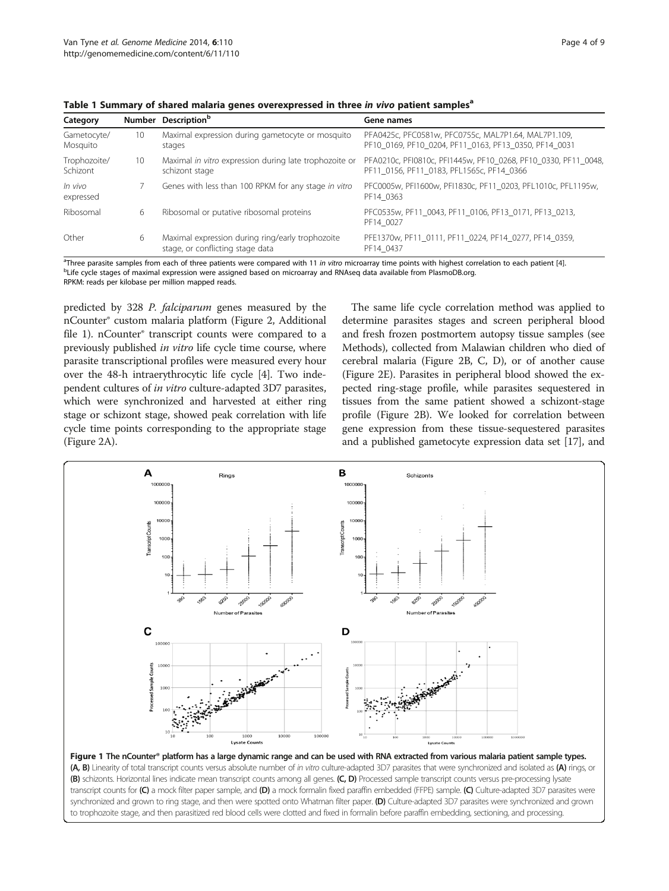Table 1 Summary of shared malaria genes overexpressed in three *in vivo* patient samples[a]

| Category | Number | Description[b] | Gene names |
| --- | --- | --- | --- |
| Gametocyte/ Mosquito | 10 | Maximal expression during gametocyte or mosquito stages | PFA0425c, PFC0581w, PFC0755c, MAL7P1.64, MAL7P1.109, PF10_0169, PF10_0204, PF11_0163, PF13_0350, PF14_0031 |
| Trophozoite/ Schizont | 10 | Maximal *in vitro* expression during late trophozoite or schizont stage | PFA0210c, PFI0810c, PFI1445w, PF10_0268, PF10_0330, PF11_0048, PF11_0156, PF11_0183, PFL1565c, PF14_0366 |
| *In vivo* expressed | 7 | Genes with less than 100 RPKM for any stage *in vitro* | PFC0005w, PFI1600w, PFI1830c, PF11_0203, PFL1010c, PFL1195w, PF14_0363 |
| Ribosomal | 6 | Ribosomal or putative ribosomal proteins | PFC0535w, PF11_0043, PF11_0106, PF13_0171, PF13_0213, PF14_0027 |
| Other | 6 | Maximal expression during ring/early trophozoite stage, or conflicting stage data | PFE1370w, PF11_0111, PF11_0224, PF14_0277, PF14_0359, PF14_0437 |

[a]Three parasite samples from each of three patients were compared with 11 *in vitro* microarray time points with highest correlation to each patient [4].
[b]Life cycle stages of maximal expression were assigned based on microarray and RNAseq data available from PlasmoDB.org.
RPKM: reads per kilobase per million mapped reads.

predicted by 328 *P. falciparum* genes measured by the nCounter® custom malaria platform (Figure 2, Additional file 1). nCounter® transcript counts were compared to a previously published *in vitro* life cycle time course, where parasite transcriptional profiles were measured every hour over the 48-h intraerythrocytic life cycle [4]. Two independent cultures of *in vitro* culture-adapted 3D7 parasites, which were synchronized and harvested at either ring stage or schizont stage, showed peak correlation with life cycle time points corresponding to the appropriate stage (Figure 2A).

The same life cycle correlation method was applied to determine parasites stages and screen peripheral blood and fresh frozen postmortem autopsy tissue samples (see Methods), collected from Malawian children who died of cerebral malaria (Figure 2B, C, D), or of another cause (Figure 2E). Parasites in peripheral blood showed the expected ring-stage profile, while parasites sequestered in tissues from the same patient showed a schizont-stage profile (Figure 2B). We looked for correlation between gene expression from these tissue-sequestered parasites and a published gametocyte expression data set [17], and

**Figure 1 The nCounter® platform has a large dynamic range and can be used with RNA extracted from various malaria patient sample types.** **(A, B)** Linearity of total transcript counts versus absolute number of *in vitro* culture-adapted 3D7 parasites that were synchronized and isolated as **(A)** rings, or **(B)** schizonts. Horizontal lines indicate mean transcript counts among all genes. **(C, D)** Processed sample transcript counts versus pre-processing lysate transcript counts for **(C)** a mock filter paper sample, and **(D)** a mock formalin fixed paraffin embedded (FFPE) sample. **(C)** Culture-adapted 3D7 parasites were synchronized and grown to ring stage, and then were spotted onto Whatman filter paper. **(D)** Culture-adapted 3D7 parasites were synchronized and grown to trophozoite stage, and then parasitized red blood cells were clotted and fixed in formalin before paraffin embedding, sectioning, and processing.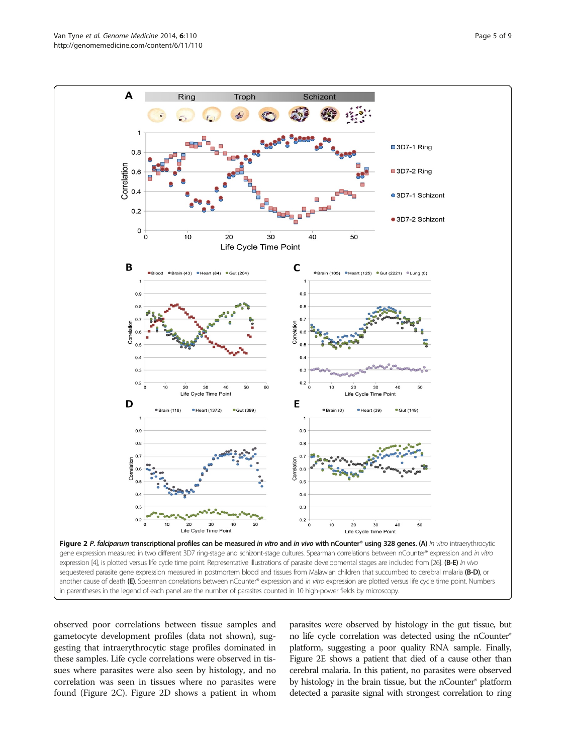**Figure 2** ***P. falciparum*** **transcriptional profiles can be measured** ***in vitro*** **and** ***in vivo*** **with nCounter® using 328 genes. (A)** *In vitro* intraerythrocytic gene expression measured in two different 3D7 ring-stage and schizont-stage cultures. Spearman correlations between nCounter® expression and *in vitro* expression [4], is plotted versus life cycle time point. Representative illustrations of parasite developmental stages are included from [26]. **(B-E)** *In vivo* sequestered parasite gene expression measured in postmortem blood and tissues from Malawian children that succumbed to cerebral malaria **(B-D)**, or another cause of death **(E)**. Spearman correlations between nCounter® expression and *in vitro* expression are plotted versus life cycle time point. Numbers in parentheses in the legend of each panel are the number of parasites counted in 10 high-power fields by microscopy.

observed poor correlations between tissue samples and gametocyte development profiles (data not shown), suggesting that intraerythrocytic stage profiles dominated in these samples. Life cycle correlations were observed in tissues where parasites were also seen by histology, and no correlation was seen in tissues where no parasites were found (Figure 2C). Figure 2D shows a patient in whom parasites were observed by histology in the gut tissue, but no life cycle correlation was detected using the nCounter® platform, suggesting a poor quality RNA sample. Finally, Figure 2E shows a patient that died of a cause other than cerebral malaria. In this patient, no parasites were observed by histology in the brain tissue, but the nCounter® platform detected a parasite signal with strongest correlation to ring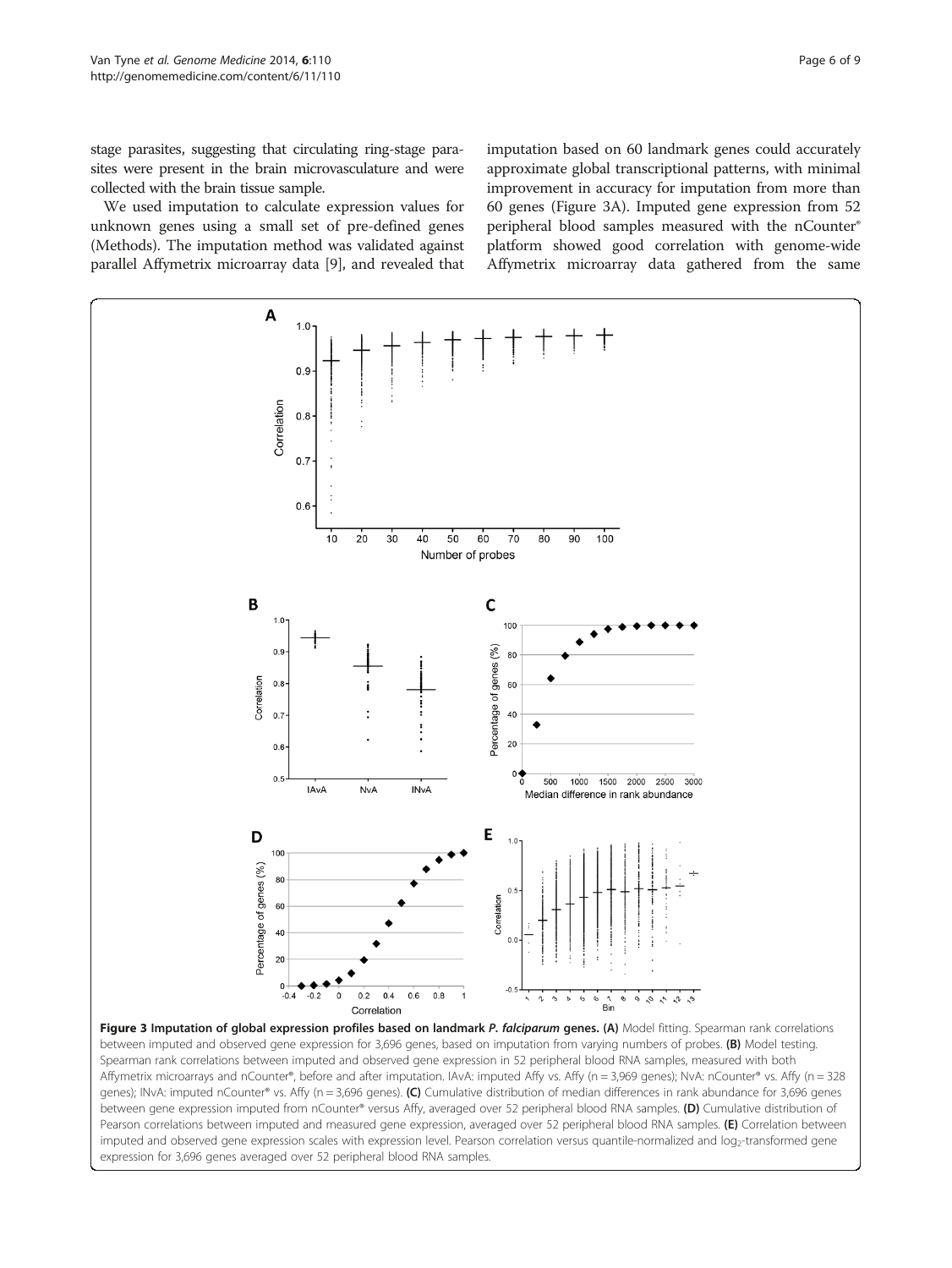stage parasites, suggesting that circulating ring-stage parasites were present in the brain microvasculature and were collected with the brain tissue sample.

We used imputation to calculate expression values for unknown genes using a small set of pre-defined genes (Methods). The imputation method was validated against parallel Affymetrix microarray data [9], and revealed that imputation based on 60 landmark genes could accurately approximate global transcriptional patterns, with minimal improvement in accuracy for imputation from more than 60 genes (Figure 3A). Imputed gene expression from 52 peripheral blood samples measured with the nCounter® platform showed good correlation with genome-wide Affymetrix microarray data gathered from the same

**Figure 3 Imputation of global expression profiles based on landmark *P. falciparum* genes. (A)** Model fitting. Spearman rank correlations between imputed and observed gene expression for 3,696 genes, based on imputation from varying numbers of probes. **(B)** Model testing. Spearman rank correlations between imputed and observed gene expression in 52 peripheral blood RNA samples, measured with both Affymetrix microarrays and nCounter®, before and after imputation. IAvA: imputed Affy vs. Affy (n = 3,969 genes); NvA: nCounter® vs. Affy (n = 328 genes); INvA: imputed nCounter® vs. Affy (n = 3,696 genes). **(C)** Cumulative distribution of median differences in rank abundance for 3,696 genes between gene expression imputed from nCounter® versus Affy, averaged over 52 peripheral blood RNA samples. **(D)** Cumulative distribution of Pearson correlations between imputed and measured gene expression, averaged over 52 peripheral blood RNA samples. **(E)** Correlation between imputed and observed gene expression scales with expression level. Pearson correlation versus quantile-normalized and $log_2$-transformed gene expression for 3,696 genes averaged over 52 peripheral blood RNA samples.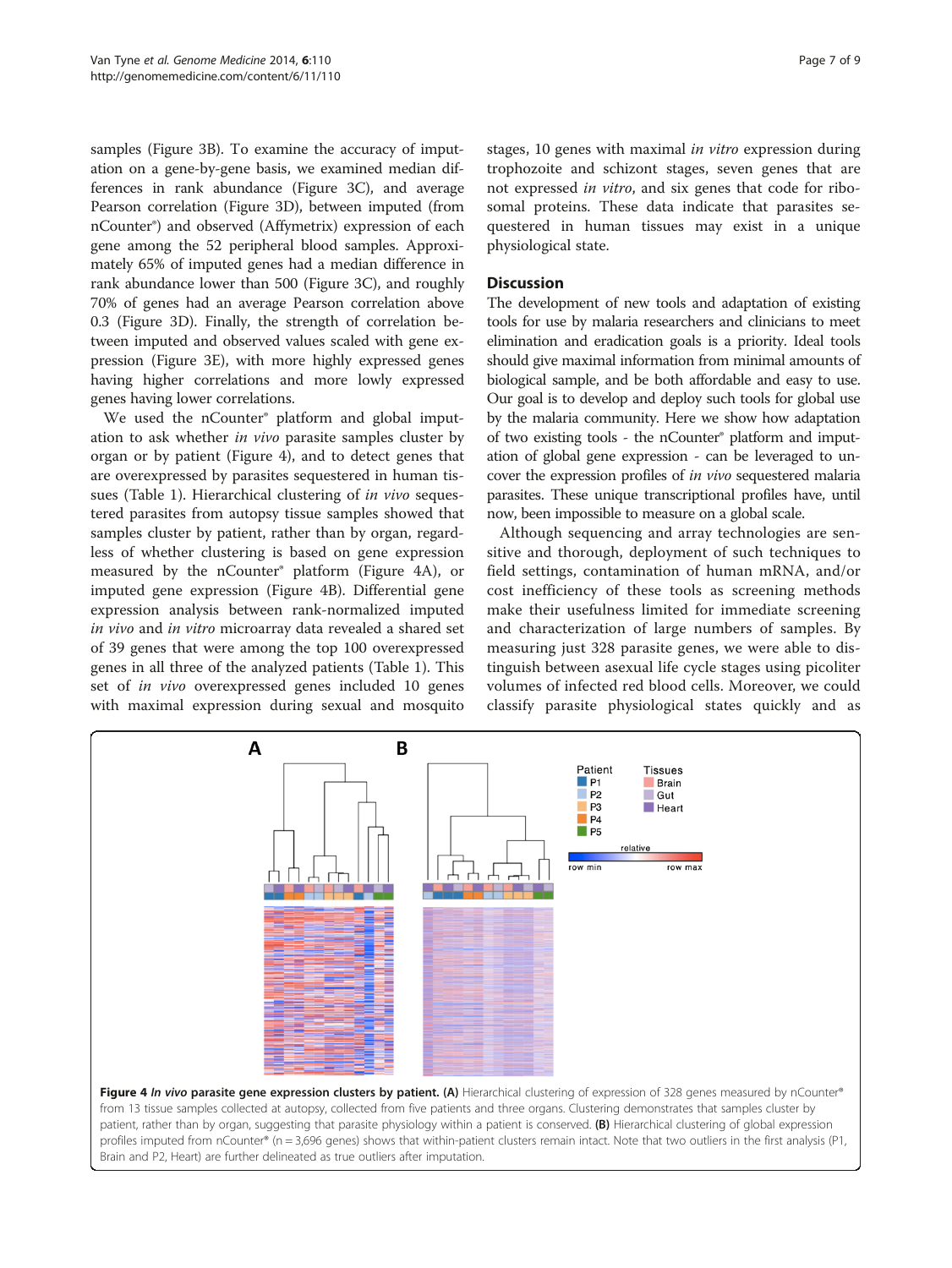samples (Figure 3B). To examine the accuracy of imputation on a gene-by-gene basis, we examined median differences in rank abundance (Figure 3C), and average Pearson correlation (Figure 3D), between imputed (from nCounter®) and observed (Affymetrix) expression of each gene among the 52 peripheral blood samples. Approximately 65% of imputed genes had a median difference in rank abundance lower than 500 (Figure 3C), and roughly 70% of genes had an average Pearson correlation above 0.3 (Figure 3D). Finally, the strength of correlation between imputed and observed values scaled with gene expression (Figure 3E), with more highly expressed genes having higher correlations and more lowly expressed genes having lower correlations.

We used the nCounter® platform and global imputation to ask whether *in vivo* parasite samples cluster by organ or by patient (Figure 4), and to detect genes that are overexpressed by parasites sequestered in human tissues (Table 1). Hierarchical clustering of *in vivo* sequestered parasites from autopsy tissue samples showed that samples cluster by patient, rather than by organ, regardless of whether clustering is based on gene expression measured by the nCounter® platform (Figure 4A), or imputed gene expression (Figure 4B). Differential gene expression analysis between rank-normalized imputed *in vivo* and *in vitro* microarray data revealed a shared set of 39 genes that were among the top 100 overexpressed genes in all three of the analyzed patients (Table 1). This set of *in vivo* overexpressed genes included 10 genes with maximal expression during sexual and mosquito stages, 10 genes with maximal *in vitro* expression during trophozoite and schizont stages, seven genes that are not expressed *in vitro*, and six genes that code for ribosomal proteins. These data indicate that parasites sequestered in human tissues may exist in a unique physiological state.

## Discussion

The development of new tools and adaptation of existing tools for use by malaria researchers and clinicians to meet elimination and eradication goals is a priority. Ideal tools should give maximal information from minimal amounts of biological sample, and be both affordable and easy to use. Our goal is to develop and deploy such tools for global use by the malaria community. Here we show how adaptation of two existing tools - the nCounter® platform and imputation of global gene expression - can be leveraged to uncover the expression profiles of *in vivo* sequestered malaria parasites. These unique transcriptional profiles have, until now, been impossible to measure on a global scale.

Although sequencing and array technologies are sensitive and thorough, deployment of such techniques to field settings, contamination of human mRNA, and/or cost inefficiency of these tools as screening methods make their usefulness limited for immediate screening and characterization of large numbers of samples. By measuring just 328 parasite genes, we were able to distinguish between asexual life cycle stages using picoliter volumes of infected red blood cells. Moreover, we could classify parasite physiological states quickly and as

**Figure 4** ***In vivo*** **parasite gene expression clusters by patient. (A)** Hierarchical clustering of expression of 328 genes measured by nCounter® from 13 tissue samples collected at autopsy, collected from five patients and three organs. Clustering demonstrates that samples cluster by patient, rather than by organ, suggesting that parasite physiology within a patient is conserved. **(B)** Hierarchical clustering of global expression profiles imputed from nCounter® (n = 3,696 genes) shows that within-patient clusters remain intact. Note that two outliers in the first analysis (P1, Brain and P2, Heart) are further delineated as true outliers after imputation.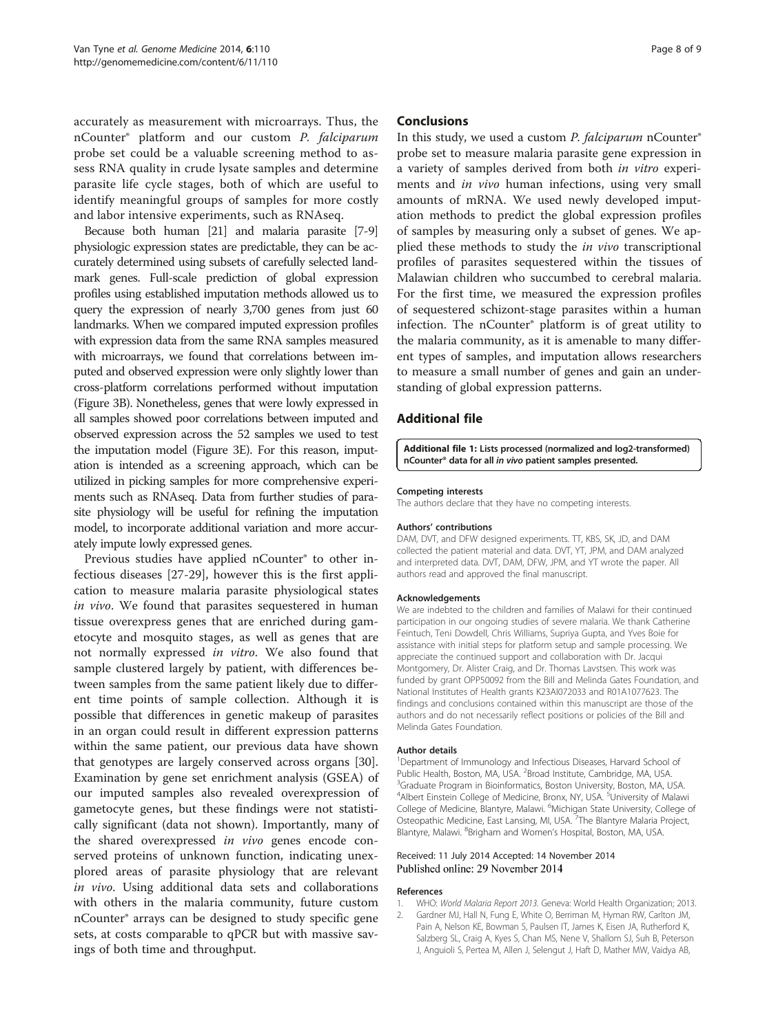accurately as measurement with microarrays. Thus, the nCounter® platform and our custom *P. falciparum* probe set could be a valuable screening method to assess RNA quality in crude lysate samples and determine parasite life cycle stages, both of which are useful to identify meaningful groups of samples for more costly and labor intensive experiments, such as RNAseq.

Because both human [21] and malaria parasite [7-9] physiologic expression states are predictable, they can be accurately determined using subsets of carefully selected landmark genes. Full-scale prediction of global expression profiles using established imputation methods allowed us to query the expression of nearly 3,700 genes from just 60 landmarks. When we compared imputed expression profiles with expression data from the same RNA samples measured with microarrays, we found that correlations between imputed and observed expression were only slightly lower than cross-platform correlations performed without imputation (Figure 3B). Nonetheless, genes that were lowly expressed in all samples showed poor correlations between imputed and observed expression across the 52 samples we used to test the imputation model (Figure 3E). For this reason, imputation is intended as a screening approach, which can be utilized in picking samples for more comprehensive experiments such as RNAseq. Data from further studies of parasite physiology will be useful for refining the imputation model, to incorporate additional variation and more accurately impute lowly expressed genes.

Previous studies have applied nCounter® to other infectious diseases [27-29], however this is the first application to measure malaria parasite physiological states *in vivo*. We found that parasites sequestered in human tissue overexpress genes that are enriched during gametocyte and mosquito stages, as well as genes that are not normally expressed *in vitro*. We also found that sample clustered largely by patient, with differences between samples from the same patient likely due to different time points of sample collection. Although it is possible that differences in genetic makeup of parasites in an organ could result in different expression patterns within the same patient, our previous data have shown that genotypes are largely conserved across organs [30]. Examination by gene set enrichment analysis (GSEA) of our imputed samples also revealed overexpression of gametocyte genes, but these findings were not statistically significant (data not shown). Importantly, many of the shared overexpressed *in vivo* genes encode conserved proteins of unknown function, indicating unexplored areas of parasite physiology that are relevant *in vivo*. Using additional data sets and collaborations with others in the malaria community, future custom nCounter® arrays can be designed to study specific gene sets, at costs comparable to qPCR but with massive savings of both time and throughput.

## Conclusions

In this study, we used a custom *P. falciparum* nCounter® probe set to measure malaria parasite gene expression in a variety of samples derived from both *in vitro* experiments and *in vivo* human infections, using very small amounts of mRNA. We used newly developed imputation methods to predict the global expression profiles of samples by measuring only a subset of genes. We applied these methods to study the *in vivo* transcriptional profiles of parasites sequestered within the tissues of Malawian children who succumbed to cerebral malaria. For the first time, we measured the expression profiles of sequestered schizont-stage parasites within a human infection. The nCounter® platform is of great utility to the malaria community, as it is amenable to many different types of samples, and imputation allows researchers to measure a small number of genes and gain an understanding of global expression patterns.

## Additional file

**Additional file 1: Lists processed (normalized and log2-transformed) nCounter® data for all *in vivo* patient samples presented.**

#### Competing interests
The authors declare that they have no competing interests.

#### Authors' contributions
DAM, DVT, and DFW designed experiments. TT, KBS, SK, JD, and DAM collected the patient material and data. DVT, YT, JPM, and DAM analyzed and interpreted data. DVT, DAM, DFW, JPM, and YT wrote the paper. All authors read and approved the final manuscript.

#### Acknowledgements
We are indebted to the children and families of Malawi for their continued participation in our ongoing studies of severe malaria. We thank Catherine Feintuch, Teni Dowdell, Chris Williams, Supriya Gupta, and Yves Boie for assistance with initial steps for platform setup and sample processing. We appreciate the continued support and collaboration with Dr. Jacqui Montgomery, Dr. Alister Craig, and Dr. Thomas Lavstsen. This work was funded by grant OPP50092 from the Bill and Melinda Gates Foundation, and National Institutes of Health grants K23AI072033 and R01A1077623. The findings and conclusions contained within this manuscript are those of the authors and do not necessarily reflect positions or policies of the Bill and Melinda Gates Foundation.

#### Author details
[1]Department of Immunology and Infectious Diseases, Harvard School of Public Health, Boston, MA, USA. [2]Broad Institute, Cambridge, MA, USA. [3]Graduate Program in Bioinformatics, Boston University, Boston, MA, USA. [4]Albert Einstein College of Medicine, Bronx, NY, USA. [5]University of Malawi College of Medicine, Blantyre, Malawi. [6]Michigan State University, College of Osteopathic Medicine, East Lansing, MI, USA. [7]The Blantyre Malaria Project, Blantyre, Malawi. [8]Brigham and Women's Hospital, Boston, MA, USA.

Received: 11 July 2014 Accepted: 14 November 2014
Published online: 29 November 2014

#### References
1. WHO: *World Malaria Report 2013*. Geneva: World Health Organization; 2013.
2. Gardner MJ, Hall N, Fung E, White O, Berriman M, Hyman RW, Carlton JM, Pain A, Nelson KE, Bowman S, Paulsen IT, James K, Eisen JA, Rutherford K, Salzberg SL, Craig A, Kyes S, Chan MS, Nene V, Shallom SJ, Suh B, Peterson J, Angiuoli S, Pertea M, Allen J, Selengut J, Haft D, Mather MW, Vaidya AB,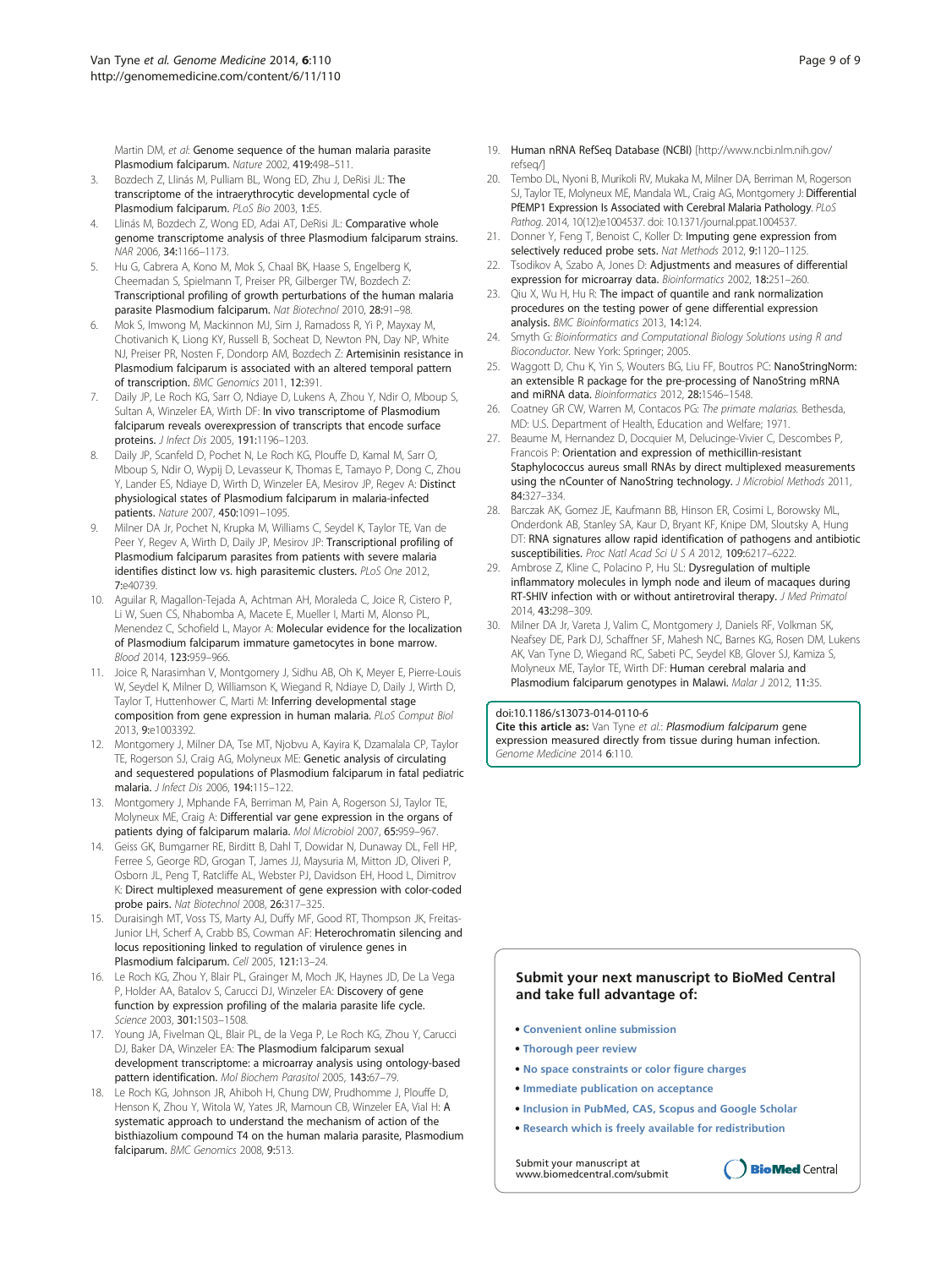Martin DM, *et al*: Genome sequence of the human malaria parasite Plasmodium falciparum. *Nature* 2002, 419:498–511.

3. Bozdech Z, Llinás M, Pulliam BL, Wong ED, Zhu J, DeRisi JL: The transcriptome of the intraerythrocytic developmental cycle of Plasmodium falciparum. *PLoS Bio* 2003, 1:E5.
4. Llinás M, Bozdech Z, Wong ED, Adai AT, DeRisi JL: Comparative whole genome transcriptome analysis of three Plasmodium falciparum strains. *NAR* 2006, 34:1166–1173.
5. Hu G, Cabrera A, Kono M, Mok S, Chaal BK, Haase S, Engelberg K, Cheemadan S, Spielmann T, Preiser PR, Gilberger TW, Bozdech Z: Transcriptional profiling of growth perturbations of the human malaria parasite Plasmodium falciparum. *Nat Biotechnol* 2010, 28:91–98.
6. Mok S, Imwong M, Mackinnon MJ, Sim J, Ramadoss R, Yi P, Mayxay M, Chotivanich K, Liong KY, Russell B, Socheat D, Newton PN, Day NP, White NJ, Preiser PR, Nosten F, Dondorp AM, Bozdech Z: Artemisinin resistance in Plasmodium falciparum is associated with an altered temporal pattern of transcription. *BMC Genomics* 2011, 12:391.
7. Daily JP, Le Roch KG, Sarr O, Ndiaye D, Lukens A, Zhou Y, Ndir O, Mboup S, Sultan A, Winzeler EA, Wirth DF: In vivo transcriptome of Plasmodium falciparum reveals overexpression of transcripts that encode surface proteins. *J Infect Dis* 2005, 191:1196–1203.
8. Daily JP, Scanfeld D, Pochet N, Le Roch KG, Plouffe D, Kamal M, Sarr O, Mboup S, Ndir O, Wypij D, Levasseur K, Thomas E, Tamayo P, Dong C, Zhou Y, Lander ES, Ndiaye D, Wirth D, Winzeler EA, Mesirov JP, Regev A: Distinct physiological states of Plasmodium falciparum in malaria-infected patients. *Nature* 2007, 450:1091–1095.
9. Milner DA Jr, Pochet N, Krupka M, Williams C, Seydel K, Taylor TE, Van de Peer Y, Regev A, Wirth D, Daily JP, Mesirov JP: Transcriptional profiling of Plasmodium falciparum parasites from patients with severe malaria identifies distinct low vs. high parasitemic clusters. *PLoS One* 2012, 7:e40739.
10. Aguilar R, Magallon-Tejada A, Achtman AH, Moraleda C, Joice R, Cistero P, Li W, Suen CS, Nhabomba A, Macete E, Mueller I, Marti M, Alonso PL, Menendez C, Schofield L, Mayor A: Molecular evidence for the localization of Plasmodium falciparum immature gametocytes in bone marrow. *Blood* 2014, 123:959–966.
11. Joice R, Narasimhan V, Montgomery J, Sidhu AB, Oh K, Meyer E, Pierre-Louis W, Seydel K, Milner D, Williamson K, Wiegand R, Ndiaye D, Daily J, Wirth D, Taylor T, Huttenhower C, Marti M: Inferring developmental stage composition from gene expression in human malaria. *PLoS Comput Biol* 2013, 9:e1003392.
12. Montgomery J, Milner DA, Tse MT, Njobvu A, Kayira K, Dzamalala CP, Taylor TE, Rogerson SJ, Craig AG, Molyneux ME: Genetic analysis of circulating and sequestered populations of Plasmodium falciparum in fatal pediatric malaria. *J Infect Dis* 2006, 194:115–122.
13. Montgomery J, Mphande FA, Berriman M, Pain A, Rogerson SJ, Taylor TE, Molyneux ME, Craig A: Differential var gene expression in the organs of patients dying of falciparum malaria. *Mol Microbiol* 2007, 65:959–967.
14. Geiss GK, Bumgarner RE, Birditt B, Dahl T, Dowidar N, Dunaway DL, Fell HP, Ferree S, George RD, Grogan T, James JJ, Maysuria M, Mitton JD, Oliveri P, Osborn JL, Peng T, Ratcliffe AL, Webster PJ, Davidson EH, Hood L, Dimitrov K: Direct multiplexed measurement of gene expression with color-coded probe pairs. *Nat Biotechnol* 2008, 26:317–325.
15. Duraisingh MT, Voss TS, Marty AJ, Duffy MF, Good RT, Thompson JK, Freitas-Junior LH, Scherf A, Crabb BS, Cowman AF: Heterochromatin silencing and locus repositioning linked to regulation of virulence genes in Plasmodium falciparum. *Cell* 2005, 121:13–24.
16. Le Roch KG, Zhou Y, Blair PL, Grainger M, Moch JK, Haynes JD, De La Vega P, Holder AA, Batalov S, Carucci DJ, Winzeler EA: Discovery of gene function by expression profiling of the malaria parasite life cycle. *Science* 2003, 301:1503–1508.
17. Young JA, Fivelman QL, Blair PL, de la Vega P, Le Roch KG, Zhou Y, Carucci DJ, Baker DA, Winzeler EA: The Plasmodium falciparum sexual development transcriptome: a microarray analysis using ontology-based pattern identification. *Mol Biochem Parasitol* 2005, 143:67–79.
18. Le Roch KG, Johnson JR, Ahiboh H, Chung DW, Prudhomme J, Plouffe D, Henson K, Zhou Y, Witola W, Yates JR, Mamoun CB, Winzeler EA, Vial H: A systematic approach to understand the mechanism of action of the bisthiazolium compound T4 on the human malaria parasite, Plasmodium falciparum. *BMC Genomics* 2008, 9:513.
19. Human nRNA RefSeq Database (NCBI) [http://www.ncbi.nlm.nih.gov/refseq/]
20. Tembo DL, Nyoni B, Murikoli RV, Mukaka M, Milner DA, Berriman M, Rogerson SJ, Taylor TE, Molyneux ME, Mandala WL, Craig AG, Montgomery J: Differential PfEMP1 Expression Is Associated with Cerebral Malaria Pathology. *PLoS Pathog*. 2014, 10(12):e1004537. doi: 10.1371/journal.ppat.1004537.
21. Donner Y, Feng T, Benoist C, Koller D: Imputing gene expression from selectively reduced probe sets. *Nat Methods* 2012, 9:1120–1125.
22. Tsodikov A, Szabo A, Jones D: Adjustments and measures of differential expression for microarray data. *Bioinformatics* 2002, 18:251–260.
23. Qiu X, Wu H, Hu R: The impact of quantile and rank normalization procedures on the testing power of gene differential expression analysis. *BMC Bioinformatics* 2013, 14:124.
24. Smyth G: *Bioinformatics and Computational Biology Solutions using R and Bioconductor*. New York: Springer; 2005.
25. Waggott D, Chu K, Yin S, Wouters BG, Liu FF, Boutros PC: NanoStringNorm: an extensible R package for the pre-processing of NanoString mRNA and miRNA data. *Bioinformatics* 2012, 28:1546–1548.
26. Coatney GR CW, Warren M, Contacos PG: *The primate malarias*. Bethesda, MD: U.S. Department of Health, Education and Welfare; 1971.
27. Beaume M, Hernandez D, Docquier M, Delucinge-Vivier C, Descombes P, Francois P: Orientation and expression of methicillin-resistant Staphylococcus aureus small RNAs by direct multiplexed measurements using the nCounter of NanoString technology. *J Microbiol Methods* 2011, 84:327–334.
28. Barczak AK, Gomez JE, Kaufmann BB, Hinson ER, Cosimi L, Borowsky ML, Onderdonk AB, Stanley SA, Kaur D, Bryant KF, Knipe DM, Sloutsky A, Hung DT: RNA signatures allow rapid identification of pathogens and antibiotic susceptibilities. *Proc Natl Acad Sci U S A* 2012, 109:6217–6222.
29. Ambrose Z, Kline C, Polacino P, Hu SL: Dysregulation of multiple inflammatory molecules in lymph node and ileum of macaques during RT-SHIV infection with or without antiretroviral therapy. *J Med Primatol* 2014, 43:298–309.
30. Milner DA Jr, Vareta J, Valim C, Montgomery J, Daniels RF, Volkman SK, Neafsey DE, Park DJ, Schaffner SF, Mahesh NC, Barnes KG, Rosen DM, Lukens AK, Van Tyne D, Wiegand RC, Sabeti PC, Seydel KB, Glover SJ, Kamiza S, Molyneux ME, Taylor TE, Wirth DF: Human cerebral malaria and Plasmodium falciparum genotypes in Malawi. *Malar J* 2012, 11:35.

doi:10.1186/s13073-014-0110-6
**Cite this article as:** Van Tyne *et al.*: *Plasmodium falciparum* gene expression measured directly from tissue during human infection. *Genome Medicine* 2014 6:110.

**Submit your next manuscript to BioMed Central and take full advantage of:**

- **Convenient online submission**
- **Thorough peer review**
- **No space constraints or color figure charges**
- **Immediate publication on acceptance**
- **Inclusion in PubMed, CAS, Scopus and Google Scholar**
- **Research which is freely available for redistribution**

Submit your manuscript at
www.biomedcentral.com/submit

BioMed Central